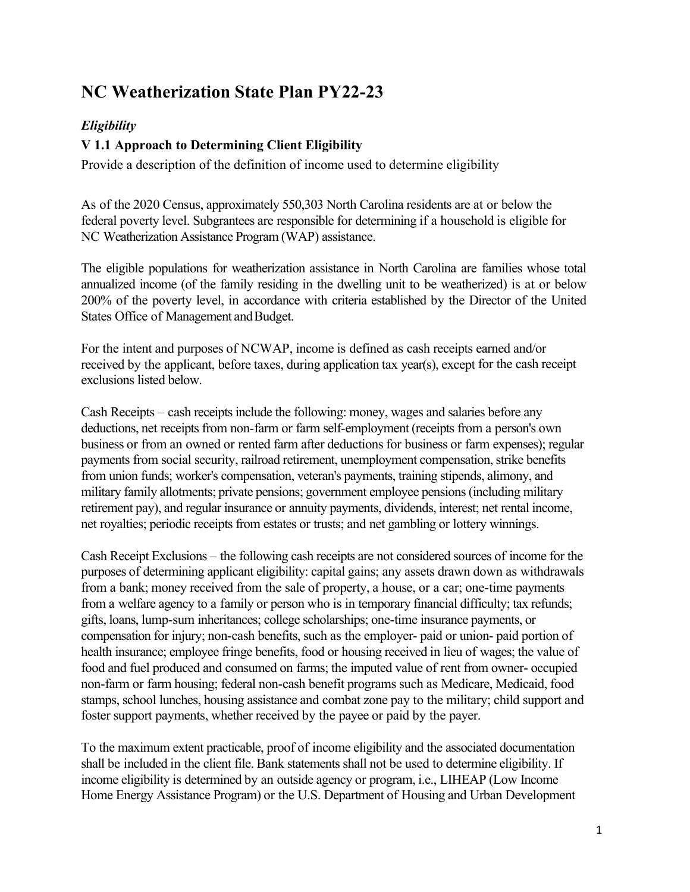# NC Weatherization State Plan PY22-23

## *Eligibility*

### V 1.1 Approach to Determining Client Eligibility

Provide a description of the definition of income used to determine eligibility

As of the 2020 Census, approximately 550,303 North Carolina residents are at or below the federal poverty level. Subgrantees are responsible for determining if a household is eligible for NC Weatherization Assistance Program (WAP) assistance.

The eligible populations for weatherization assistance in North Carolina are families whose total annualized income (of the family residing in the dwelling unit to be weatherized) is at or below 200% of the poverty level, in accordance with criteria established by the Director of the United States Office of Management and Budget.

For the intent and purposes of NCWAP, income is defined as cash receipts earned and/or received by the applicant, before taxes, during application tax year(s), except for the cash receipt exclusions listed below.

Cash Receipts – cash receipts include the following: money, wages and salaries before any deductions, net receipts from non-farm or farm self-employment (receipts from a person's own business or from an owned or rented farm after deductions for business or farm expenses); regular payments from social security, railroad retirement, unemployment compensation, strike benefits from union funds; worker's compensation, veteran's payments, training stipends, alimony, and military family allotments; private pensions; government employee pensions (including military retirement pay), and regular insurance or annuity payments, dividends, interest; net rental income, net royalties; periodic receipts from estates or trusts; and net gambling or lottery winnings.

Cash Receipt Exclusions – the following cash receipts are not considered sources of income for the purposes of determining applicant eligibility: capital gains; any assets drawn down as withdrawals from a bank; money received from the sale of property, a house, or a car; one-time payments from a welfare agency to a family or person who is in temporary financial difficulty; tax refunds; gifts, loans, lump-sum inheritances; college scholarships; one-time insurance payments, or compensation for injury; non-cash benefits, such as the employer- paid or union- paid portion of health insurance; employee fringe benefits, food or housing received in lieu of wages; the value of food and fuel produced and consumed on farms; the imputed value of rent from owner- occupied non-farm or farm housing; federal non-cash benefit programs such as Medicare, Medicaid, food stamps, school lunches, housing assistance and combat zone pay to the military; child support and foster support payments, whether received by the payee or paid by the payer.

To the maximum extent practicable, proof of income eligibility and the associated documentation shall be included in the client file. Bank statements shall not be used to determine eligibility. If income eligibility is determined by an outside agency or program, i.e., LIHEAP (Low Income Home Energy Assistance Program) or the U.S. Department of Housing and Urban Development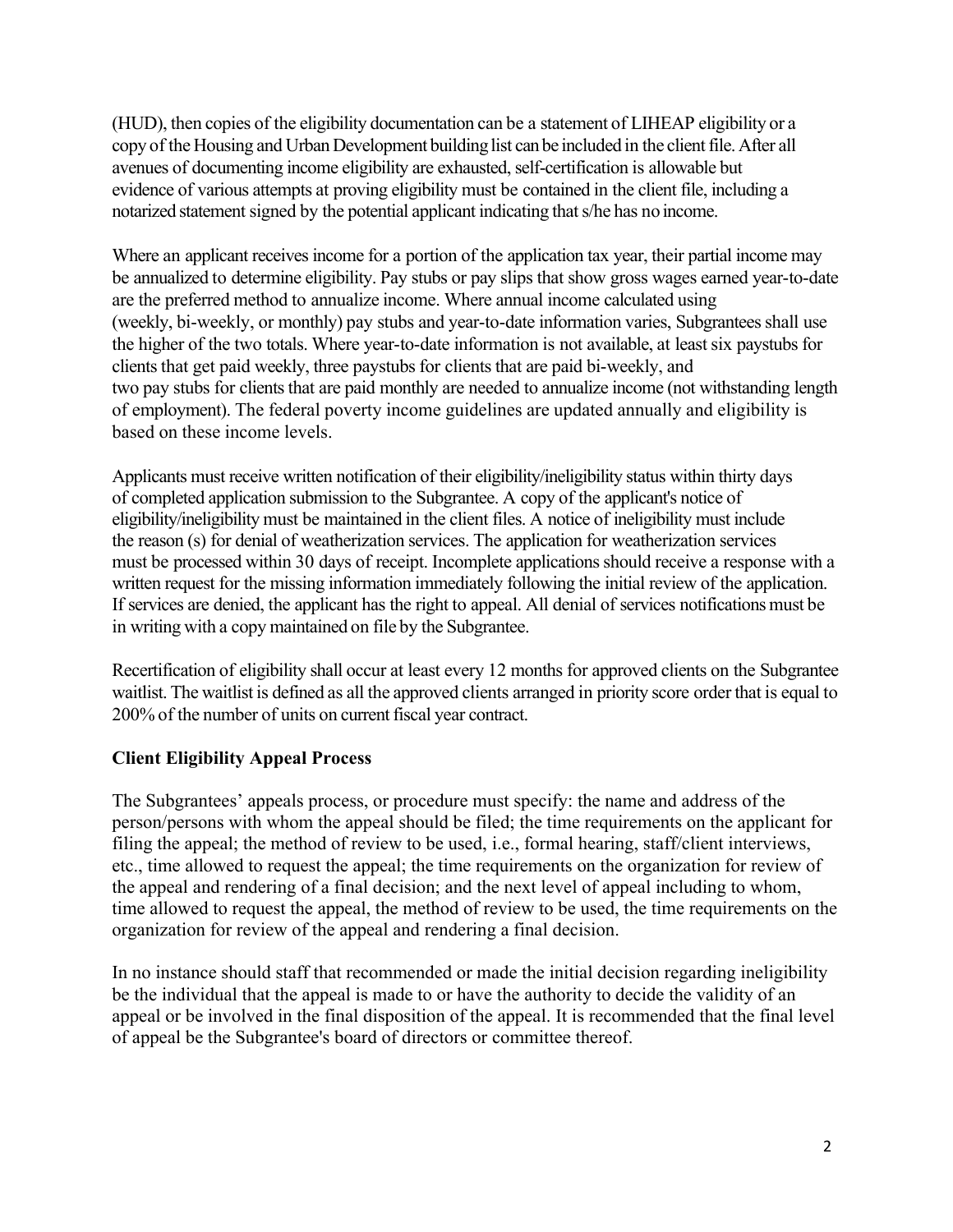(HUD), then copies of the eligibility documentation can be a statement of LIHEAP eligibility or a copy of the Housing and Urban Development building list can be included in the client file. After all avenues of documenting income eligibility are exhausted, self-certification is allowable but evidence of various attempts at proving eligibility must be contained in the client file, including a notarized statement signed by the potential applicant indicating that s/he has no income.

Where an applicant receives income for a portion of the application tax year, their partial income may be annualized to determine eligibility. Pay stubs or pay slips that show gross wages earned year-to-date are the preferred method to annualize income. Where annual income calculated using (weekly, bi-weekly, or monthly) pay stubs and year-to-date information varies, Subgrantees shall use the higher of the two totals. Where year-to-date information is not available, at least six paystubs for clients that get paid weekly, three paystubs for clients that are paid bi-weekly, and two pay stubs for clients that are paid monthly are needed to annualize income (not withstanding length of employment). The federal poverty income guidelines are updated annually and eligibility is based on these income levels.

Applicants must receive written notification of their eligibility/ineligibility status within thirty days of completed application submission to the Subgrantee. A copy of the applicant's notice of eligibility/ineligibility must be maintained in the client files. A notice of ineligibility must include the reason (s) for denial of weatherization services. The application for weatherization services must be processed within 30 days of receipt. Incomplete applications should receive a response with a written request for the missing information immediately following the initial review of the application. If services are denied, the applicant has the right to appeal. All denial of services notifications must be in writing with a copy maintained on file by the Subgrantee.

Recertification of eligibility shall occur at least every 12 months for approved clients on the Subgrantee waitlist. The waitlist is defined as all the approved clients arranged in priority score order that is equal to 200% of the number of units on current fiscal year contract.

**Client Eligibility Appeal Process**

The Subgrantees' appeals process, or procedure must specify: the name and address of the person/persons with whom the appeal should be filed; the time requirements on the applicant for filing the appeal; the method of review to be used, i.e., formal hearing, staff/client interviews, etc., time allowed to request the appeal; the time requirements on the organization for review of the appeal and rendering of a final decision; and the next level of appeal including to whom, time allowed to request the appeal, the method of review to be used, the time requirements on the organization for review of the appeal and rendering a final decision.

In no instance should staff that recommended or made the initial decision regarding ineligibility be the individual that the appeal is made to or have the authority to decide the validity of an appeal or be involved in the final disposition of the appeal. It is recommended that the final level of appeal be the Subgrantee's board of directors or committee thereof.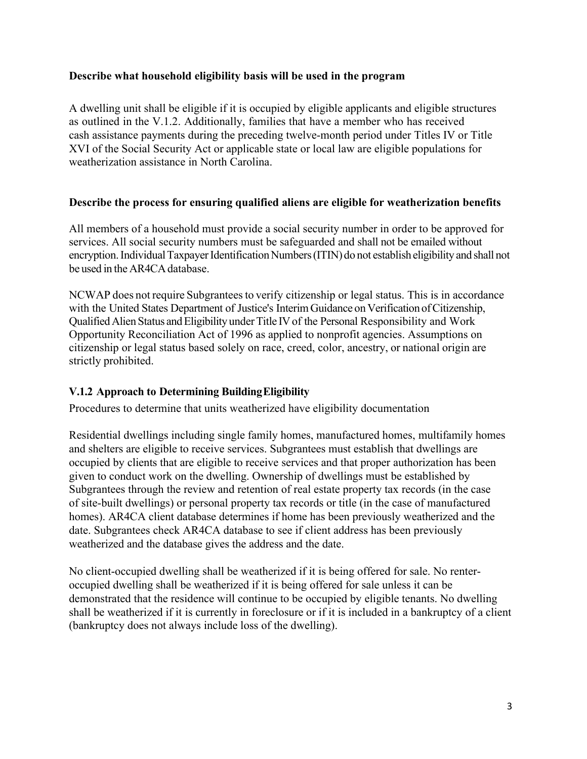**Describe what household eligibility basis will be used in the program**

A dwelling unit shall be eligible if it is occupied by eligible applicants and eligible structures as outlined in the V.1.2. Additionally, families that have a member who has received cash assistance payments during the preceding twelve-month period under Titles IV or Title XVI of the Social Security Act or applicable state or local law are eligible populations for weatherization assistance in North Carolina.

**Describe the process for ensuring qualified aliens are eligible for weatherization benefits**

All members of a household must provide a social security number in order to be approved for services. All social security numbers must be safeguarded and shall not be emailed without encryption. Individual Taxpayer Identification Numbers (ITIN) do not establish eligibility and shall not be used in the AR4CA database.

NCWAP does not require Subgrantees to verify citizenship or legal status. This is in accordance with the United States Department of Justice's Interim Guidance on Verification of Citizenship, Qualified Alien Status and Eligibility under Title IV of the Personal Responsibility and Work Opportunity Reconciliation Act of 1996 as applied to nonprofit agencies. Assumptions on citizenship or legal status based solely on race, creed, color, ancestry, or national origin are strictly prohibited.

### V.1.2 Approach to Determining Building Eligibility

Procedures to determine that units weatherized have eligibility documentation

Residential dwellings including single family homes, manufactured homes, multifamily homes and shelters are eligible to receive services. Subgrantees must establish that dwellings are occupied by clients that are eligible to receive services and that proper authorization has been given to conduct work on the dwelling. Ownership of dwellings must be established by Subgrantees through the review and retention of real estate property tax records (in the case of site-built dwellings) or personal property tax records or title (in the case of manufactured homes). AR4CA client database determines if home has been previously weatherized and the date. Subgrantees check AR4CA database to see if client address has been previously weatherized and the database gives the address and the date.

No client-occupied dwelling shall be weatherized if it is being offered for sale. No renter-occupied dwelling shall be weatherized if it is being offered for sale unless it can be demonstrated that the residence will continue to be occupied by eligible tenants. No dwelling shall be weatherized if it is currently in foreclosure or if it is included in a bankruptcy of a client (bankruptcy does not always include loss of the dwelling).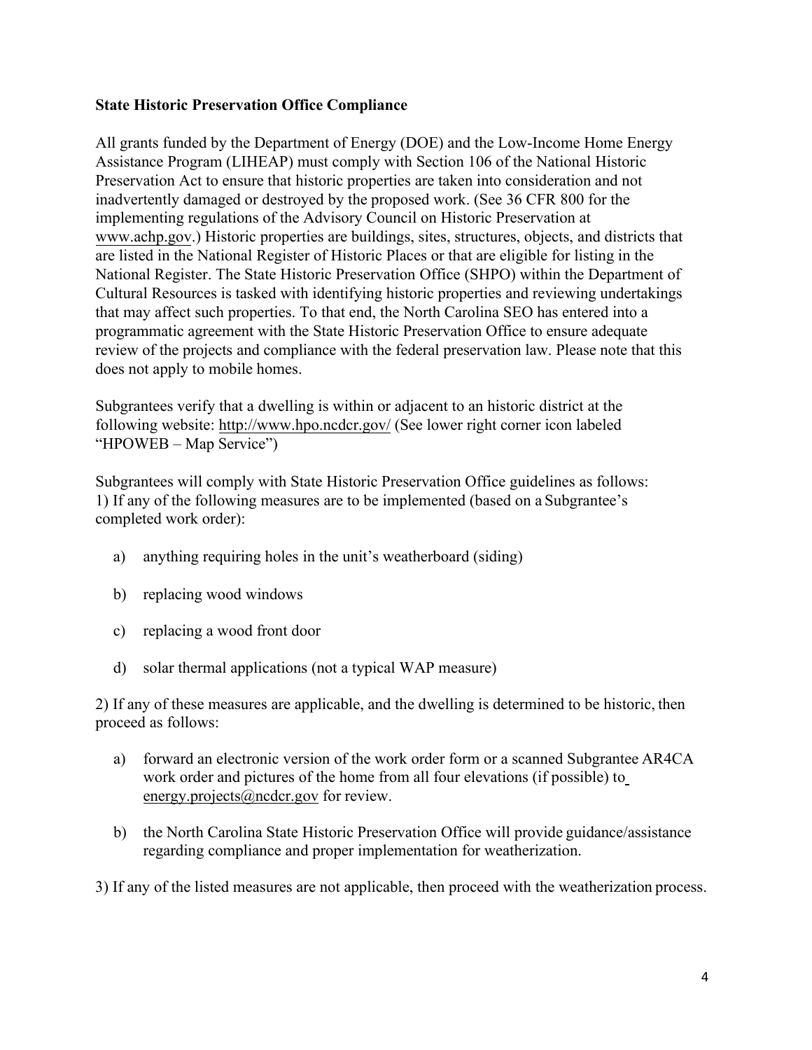**State Historic Preservation Office Compliance**

All grants funded by the Department of Energy (DOE) and the Low-Income Home Energy Assistance Program (LIHEAP) must comply with Section 106 of the National Historic Preservation Act to ensure that historic properties are taken into consideration and not inadvertently damaged or destroyed by the proposed work. (See 36 CFR 800 for the implementing regulations of the Advisory Council on Historic Preservation at www.achp.gov.) Historic properties are buildings, sites, structures, objects, and districts that are listed in the National Register of Historic Places or that are eligible for listing in the National Register. The State Historic Preservation Office (SHPO) within the Department of Cultural Resources is tasked with identifying historic properties and reviewing undertakings that may affect such properties. To that end, the North Carolina SEO has entered into a programmatic agreement with the State Historic Preservation Office to ensure adequate review of the projects and compliance with the federal preservation law. Please note that this does not apply to mobile homes.

Subgrantees verify that a dwelling is within or adjacent to an historic district at the following website: http://www.hpo.ncdcr.gov/ (See lower right corner icon labeled "HPOWEB – Map Service")

Subgrantees will comply with State Historic Preservation Office guidelines as follows:
1) If any of the following measures are to be implemented (based on a Subgrantee's completed work order):

a) anything requiring holes in the unit's weatherboard (siding)

b) replacing wood windows

c) replacing a wood front door

d) solar thermal applications (not a typical WAP measure)

2) If any of these measures are applicable, and the dwelling is determined to be historic, then proceed as follows:

a) forward an electronic version of the work order form or a scanned Subgrantee AR4CA work order and pictures of the home from all four elevations (if possible) to energy.projects@ncdcr.gov for review.

b) the North Carolina State Historic Preservation Office will provide guidance/assistance regarding compliance and proper implementation for weatherization.

3) If any of the listed measures are not applicable, then proceed with the weatherization process.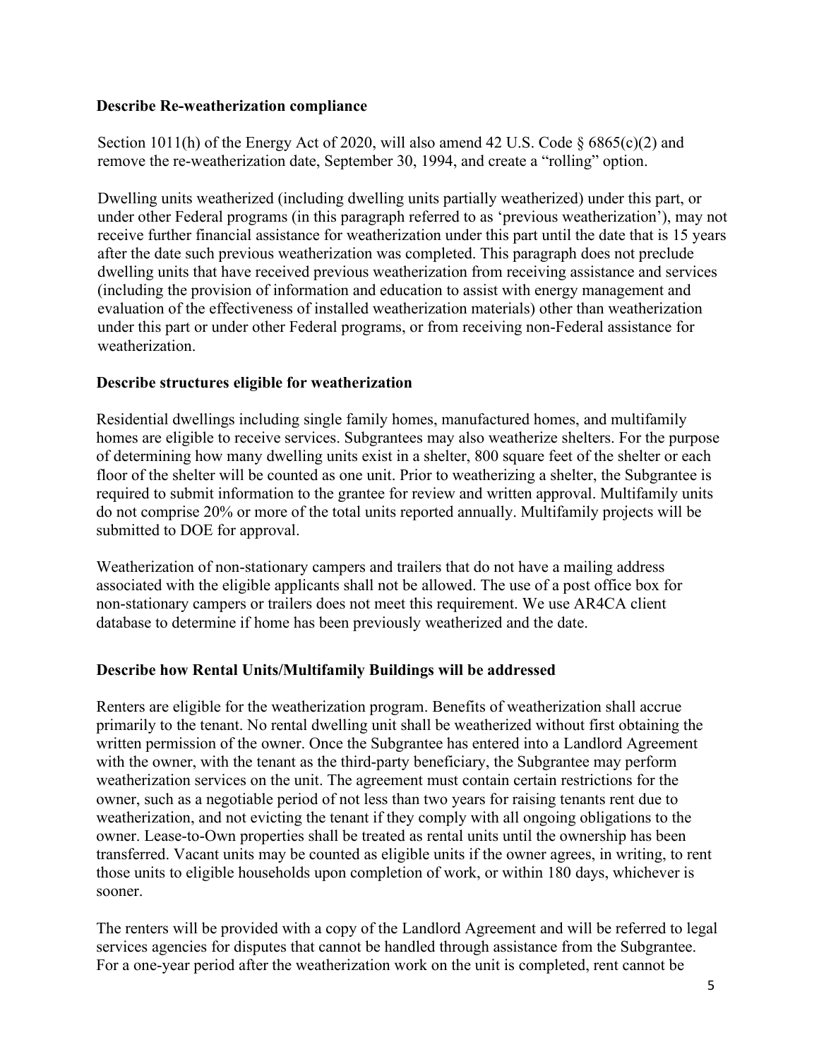**Describe Re-weatherization compliance**

Section 1011(h) of the Energy Act of 2020, will also amend 42 U.S. Code § 6865(c)(2) and remove the re-weatherization date, September 30, 1994, and create a "rolling" option.

Dwelling units weatherized (including dwelling units partially weatherized) under this part, or under other Federal programs (in this paragraph referred to as 'previous weatherization'), may not receive further financial assistance for weatherization under this part until the date that is 15 years after the date such previous weatherization was completed. This paragraph does not preclude dwelling units that have received previous weatherization from receiving assistance and services (including the provision of information and education to assist with energy management and evaluation of the effectiveness of installed weatherization materials) other than weatherization under this part or under other Federal programs, or from receiving non-Federal assistance for weatherization.

**Describe structures eligible for weatherization**

Residential dwellings including single family homes, manufactured homes, and multifamily homes are eligible to receive services. Subgrantees may also weatherize shelters. For the purpose of determining how many dwelling units exist in a shelter, 800 square feet of the shelter or each floor of the shelter will be counted as one unit. Prior to weatherizing a shelter, the Subgrantee is required to submit information to the grantee for review and written approval. Multifamily units do not comprise 20% or more of the total units reported annually. Multifamily projects will be submitted to DOE for approval.

Weatherization of non-stationary campers and trailers that do not have a mailing address associated with the eligible applicants shall not be allowed. The use of a post office box for non-stationary campers or trailers does not meet this requirement. We use AR4CA client database to determine if home has been previously weatherized and the date.

**Describe how Rental Units/Multifamily Buildings will be addressed**

Renters are eligible for the weatherization program. Benefits of weatherization shall accrue primarily to the tenant. No rental dwelling unit shall be weatherized without first obtaining the written permission of the owner. Once the Subgrantee has entered into a Landlord Agreement with the owner, with the tenant as the third-party beneficiary, the Subgrantee may perform weatherization services on the unit. The agreement must contain certain restrictions for the owner, such as a negotiable period of not less than two years for raising tenants rent due to weatherization, and not evicting the tenant if they comply with all ongoing obligations to the owner. Lease-to-Own properties shall be treated as rental units until the ownership has been transferred. Vacant units may be counted as eligible units if the owner agrees, in writing, to rent those units to eligible households upon completion of work, or within 180 days, whichever is sooner.

The renters will be provided with a copy of the Landlord Agreement and will be referred to legal services agencies for disputes that cannot be handled through assistance from the Subgrantee. For a one-year period after the weatherization work on the unit is completed, rent cannot be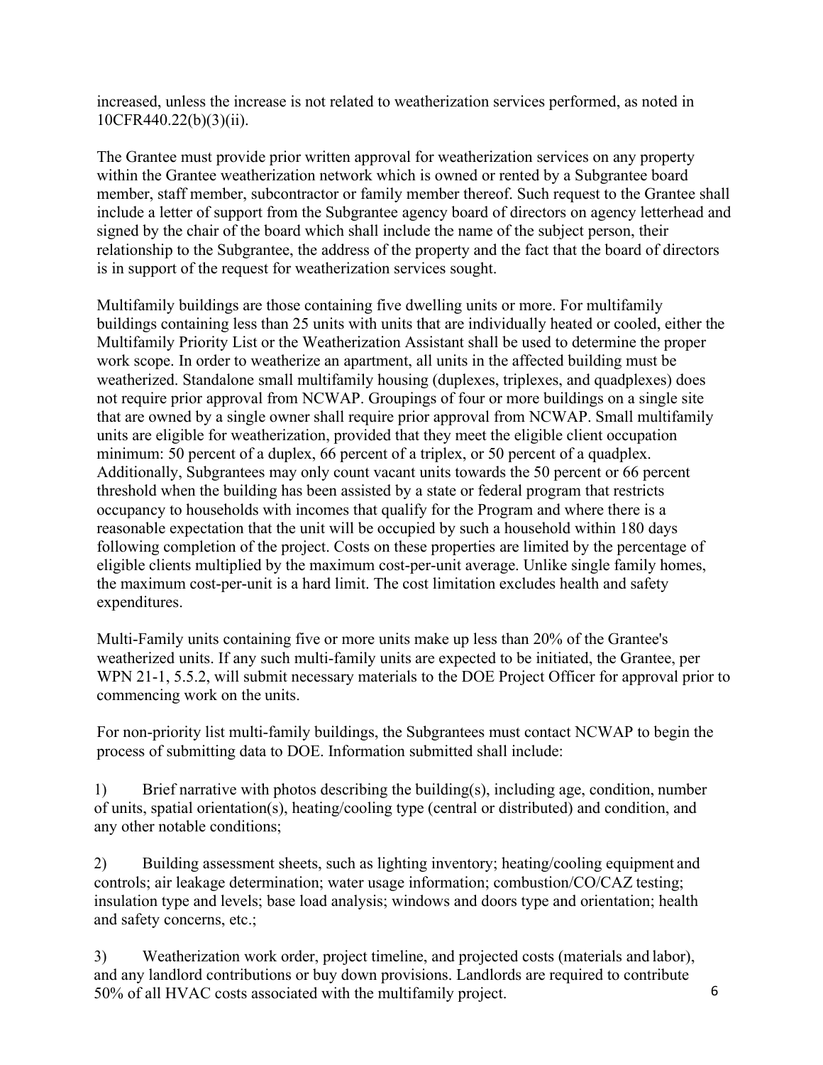increased, unless the increase is not related to weatherization services performed, as noted in 10CFR440.22(b)(3)(ii).

The Grantee must provide prior written approval for weatherization services on any property within the Grantee weatherization network which is owned or rented by a Subgrantee board member, staff member, subcontractor or family member thereof. Such request to the Grantee shall include a letter of support from the Subgrantee agency board of directors on agency letterhead and signed by the chair of the board which shall include the name of the subject person, their relationship to the Subgrantee, the address of the property and the fact that the board of directors is in support of the request for weatherization services sought.

Multifamily buildings are those containing five dwelling units or more. For multifamily buildings containing less than 25 units with units that are individually heated or cooled, either the Multifamily Priority List or the Weatherization Assistant shall be used to determine the proper work scope. In order to weatherize an apartment, all units in the affected building must be weatherized. Standalone small multifamily housing (duplexes, triplexes, and quadplexes) does not require prior approval from NCWAP. Groupings of four or more buildings on a single site that are owned by a single owner shall require prior approval from NCWAP. Small multifamily units are eligible for weatherization, provided that they meet the eligible client occupation minimum: 50 percent of a duplex, 66 percent of a triplex, or 50 percent of a quadplex. Additionally, Subgrantees may only count vacant units towards the 50 percent or 66 percent threshold when the building has been assisted by a state or federal program that restricts occupancy to households with incomes that qualify for the Program and where there is a reasonable expectation that the unit will be occupied by such a household within 180 days following completion of the project. Costs on these properties are limited by the percentage of eligible clients multiplied by the maximum cost-per-unit average. Unlike single family homes, the maximum cost-per-unit is a hard limit. The cost limitation excludes health and safety expenditures.

Multi-Family units containing five or more units make up less than 20% of the Grantee's weatherized units. If any such multi-family units are expected to be initiated, the Grantee, per WPN 21-1, 5.5.2, will submit necessary materials to the DOE Project Officer for approval prior to commencing work on the units.

For non-priority list multi-family buildings, the Subgrantees must contact NCWAP to begin the process of submitting data to DOE. Information submitted shall include:

1) Brief narrative with photos describing the building(s), including age, condition, number of units, spatial orientation(s), heating/cooling type (central or distributed) and condition, and any other notable conditions;

2) Building assessment sheets, such as lighting inventory; heating/cooling equipment and controls; air leakage determination; water usage information; combustion/CO/CAZ testing; insulation type and levels; base load analysis; windows and doors type and orientation; health and safety concerns, etc.;

3) Weatherization work order, project timeline, and projected costs (materials and labor), and any landlord contributions or buy down provisions. Landlords are required to contribute 50% of all HVAC costs associated with the multifamily project.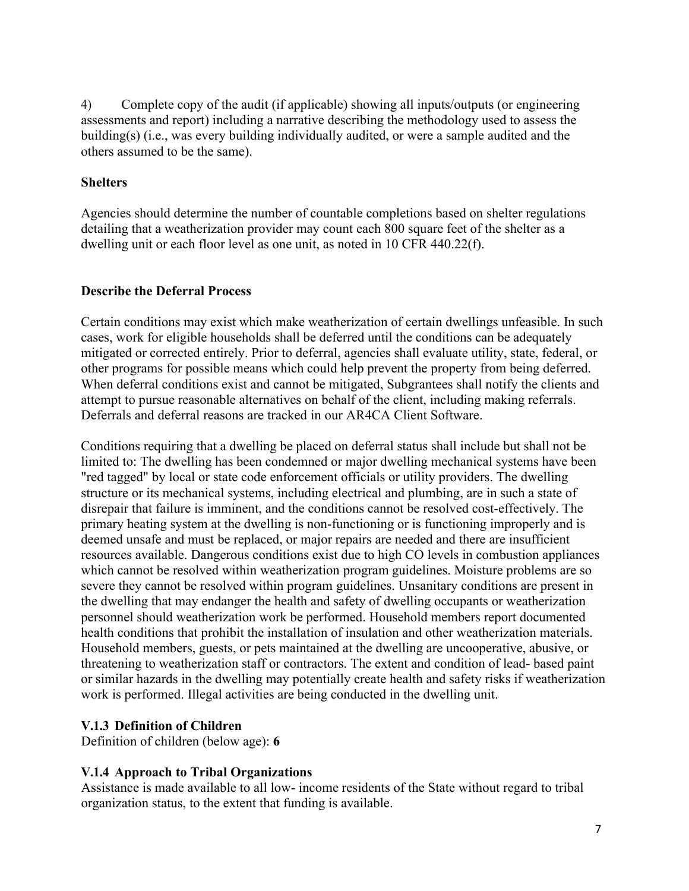4) Complete copy of the audit (if applicable) showing all inputs/outputs (or engineering assessments and report) including a narrative describing the methodology used to assess the building(s) (i.e., was every building individually audited, or were a sample audited and the others assumed to be the same).

**Shelters**

Agencies should determine the number of countable completions based on shelter regulations detailing that a weatherization provider may count each 800 square feet of the shelter as a dwelling unit or each floor level as one unit, as noted in 10 CFR 440.22(f).

**Describe the Deferral Process**

Certain conditions may exist which make weatherization of certain dwellings unfeasible. In such cases, work for eligible households shall be deferred until the conditions can be adequately mitigated or corrected entirely. Prior to deferral, agencies shall evaluate utility, state, federal, or other programs for possible means which could help prevent the property from being deferred. When deferral conditions exist and cannot be mitigated, Subgrantees shall notify the clients and attempt to pursue reasonable alternatives on behalf of the client, including making referrals. Deferrals and deferral reasons are tracked in our AR4CA Client Software.

Conditions requiring that a dwelling be placed on deferral status shall include but shall not be limited to: The dwelling has been condemned or major dwelling mechanical systems have been "red tagged" by local or state code enforcement officials or utility providers. The dwelling structure or its mechanical systems, including electrical and plumbing, are in such a state of disrepair that failure is imminent, and the conditions cannot be resolved cost-effectively. The primary heating system at the dwelling is non-functioning or is functioning improperly and is deemed unsafe and must be replaced, or major repairs are needed and there are insufficient resources available. Dangerous conditions exist due to high CO levels in combustion appliances which cannot be resolved within weatherization program guidelines. Moisture problems are so severe they cannot be resolved within program guidelines. Unsanitary conditions are present in the dwelling that may endanger the health and safety of dwelling occupants or weatherization personnel should weatherization work be performed. Household members report documented health conditions that prohibit the installation of insulation and other weatherization materials. Household members, guests, or pets maintained at the dwelling are uncooperative, abusive, or threatening to weatherization staff or contractors. The extent and condition of lead- based paint or similar hazards in the dwelling may potentially create health and safety risks if weatherization work is performed. Illegal activities are being conducted in the dwelling unit.

### V.1.3 Definition of Children

Definition of children (below age): **6**

### V.1.4 Approach to Tribal Organizations

Assistance is made available to all low- income residents of the State without regard to tribal organization status, to the extent that funding is available.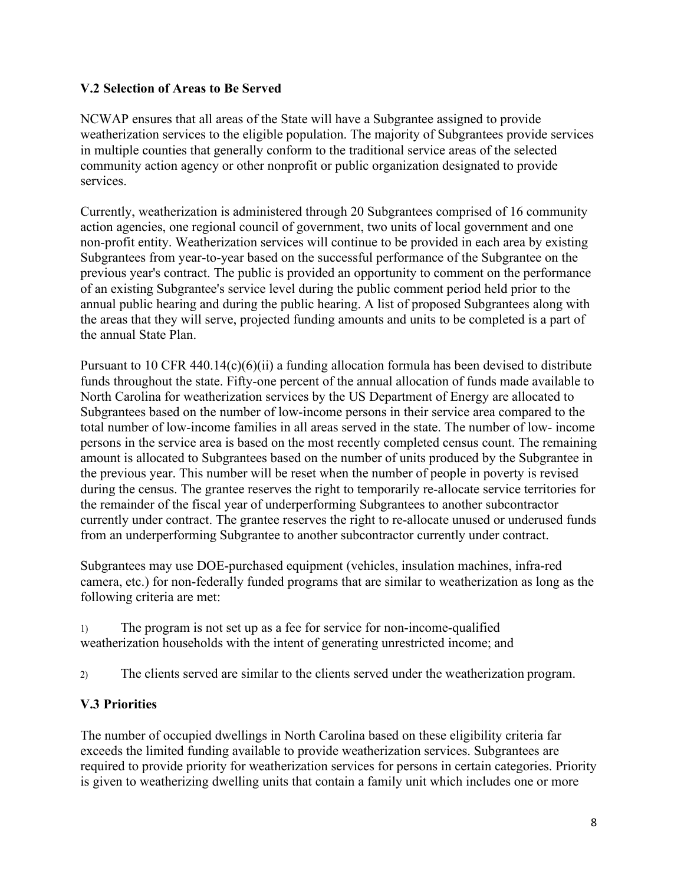### V.2 Selection of Areas to Be Served

NCWAP ensures that all areas of the State will have a Subgrantee assigned to provide weatherization services to the eligible population. The majority of Subgrantees provide services in multiple counties that generally conform to the traditional service areas of the selected community action agency or other nonprofit or public organization designated to provide services.

Currently, weatherization is administered through 20 Subgrantees comprised of 16 community action agencies, one regional council of government, two units of local government and one non-profit entity. Weatherization services will continue to be provided in each area by existing Subgrantees from year-to-year based on the successful performance of the Subgrantee on the previous year's contract. The public is provided an opportunity to comment on the performance of an existing Subgrantee's service level during the public comment period held prior to the annual public hearing and during the public hearing. A list of proposed Subgrantees along with the areas that they will serve, projected funding amounts and units to be completed is a part of the annual State Plan.

Pursuant to 10 CFR 440.14(c)(6)(ii) a funding allocation formula has been devised to distribute funds throughout the state. Fifty-one percent of the annual allocation of funds made available to North Carolina for weatherization services by the US Department of Energy are allocated to Subgrantees based on the number of low-income persons in their service area compared to the total number of low-income families in all areas served in the state. The number of low- income persons in the service area is based on the most recently completed census count. The remaining amount is allocated to Subgrantees based on the number of units produced by the Subgrantee in the previous year. This number will be reset when the number of people in poverty is revised during the census. The grantee reserves the right to temporarily re-allocate service territories for the remainder of the fiscal year of underperforming Subgrantees to another subcontractor currently under contract. The grantee reserves the right to re-allocate unused or underused funds from an underperforming Subgrantee to another subcontractor currently under contract.

Subgrantees may use DOE-purchased equipment (vehicles, insulation machines, infra-red camera, etc.) for non-federally funded programs that are similar to weatherization as long as the following criteria are met:

1) The program is not set up as a fee for service for non-income-qualified weatherization households with the intent of generating unrestricted income; and

2) The clients served are similar to the clients served under the weatherization program.

### V.3 Priorities

The number of occupied dwellings in North Carolina based on these eligibility criteria far exceeds the limited funding available to provide weatherization services. Subgrantees are required to provide priority for weatherization services for persons in certain categories. Priority is given to weatherizing dwelling units that contain a family unit which includes one or more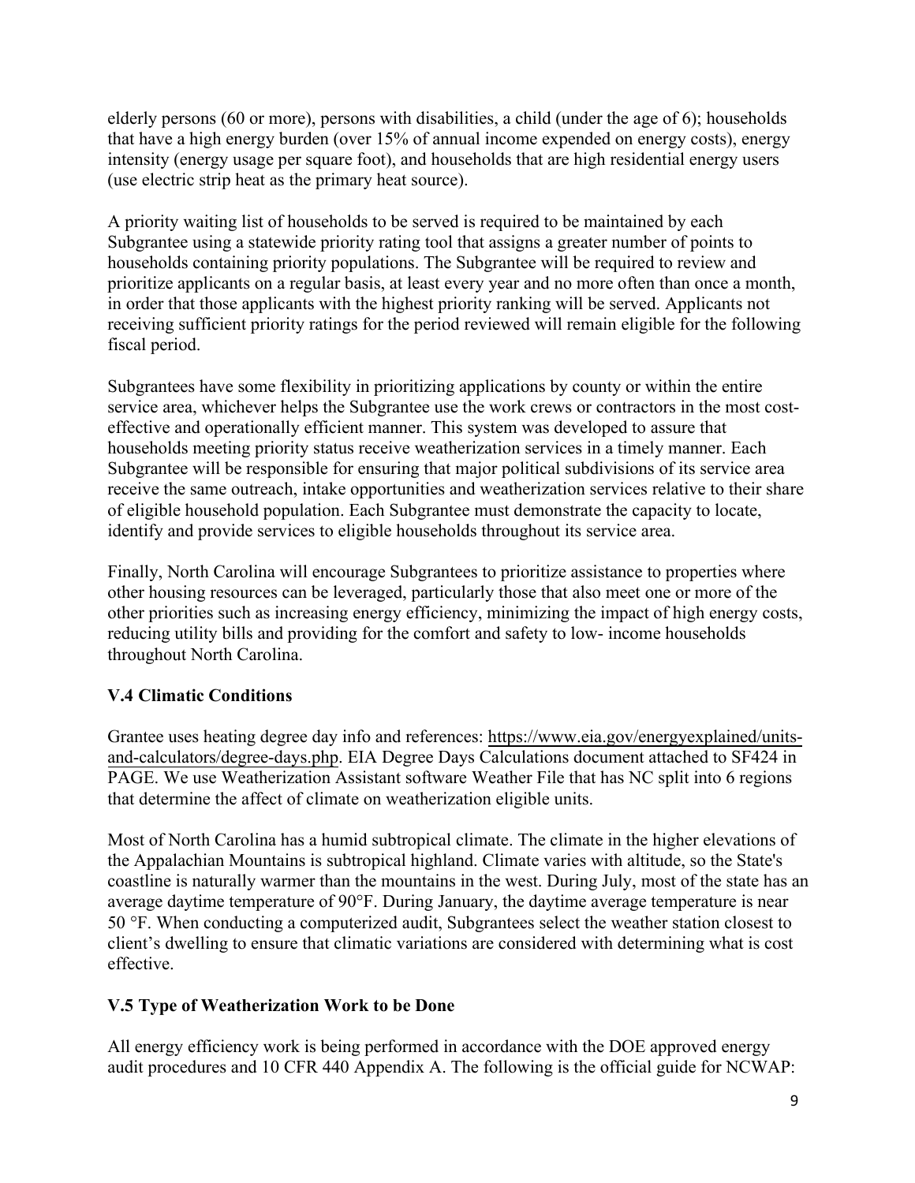elderly persons (60 or more), persons with disabilities, a child (under the age of 6); households that have a high energy burden (over 15% of annual income expended on energy costs), energy intensity (energy usage per square foot), and households that are high residential energy users (use electric strip heat as the primary heat source).

A priority waiting list of households to be served is required to be maintained by each Subgrantee using a statewide priority rating tool that assigns a greater number of points to households containing priority populations. The Subgrantee will be required to review and prioritize applicants on a regular basis, at least every year and no more often than once a month, in order that those applicants with the highest priority ranking will be served. Applicants not receiving sufficient priority ratings for the period reviewed will remain eligible for the following fiscal period.

Subgrantees have some flexibility in prioritizing applications by county or within the entire service area, whichever helps the Subgrantee use the work crews or contractors in the most cost-effective and operationally efficient manner. This system was developed to assure that households meeting priority status receive weatherization services in a timely manner. Each Subgrantee will be responsible for ensuring that major political subdivisions of its service area receive the same outreach, intake opportunities and weatherization services relative to their share of eligible household population. Each Subgrantee must demonstrate the capacity to locate, identify and provide services to eligible households throughout its service area.

Finally, North Carolina will encourage Subgrantees to prioritize assistance to properties where other housing resources can be leveraged, particularly those that also meet one or more of the other priorities such as increasing energy efficiency, minimizing the impact of high energy costs, reducing utility bills and providing for the comfort and safety to low- income households throughout North Carolina.

### V.4 Climatic Conditions

Grantee uses heating degree day info and references: https://www.eia.gov/energyexplained/units-and-calculators/degree-days.php. EIA Degree Days Calculations document attached to SF424 in PAGE. We use Weatherization Assistant software Weather File that has NC split into 6 regions that determine the affect of climate on weatherization eligible units.

Most of North Carolina has a humid subtropical climate. The climate in the higher elevations of the Appalachian Mountains is subtropical highland. Climate varies with altitude, so the State's coastline is naturally warmer than the mountains in the west. During July, most of the state has an average daytime temperature of 90°F. During January, the daytime average temperature is near 50 °F. When conducting a computerized audit, Subgrantees select the weather station closest to client's dwelling to ensure that climatic variations are considered with determining what is cost effective.

### V.5 Type of Weatherization Work to be Done

All energy efficiency work is being performed in accordance with the DOE approved energy audit procedures and 10 CFR 440 Appendix A. The following is the official guide for NCWAP: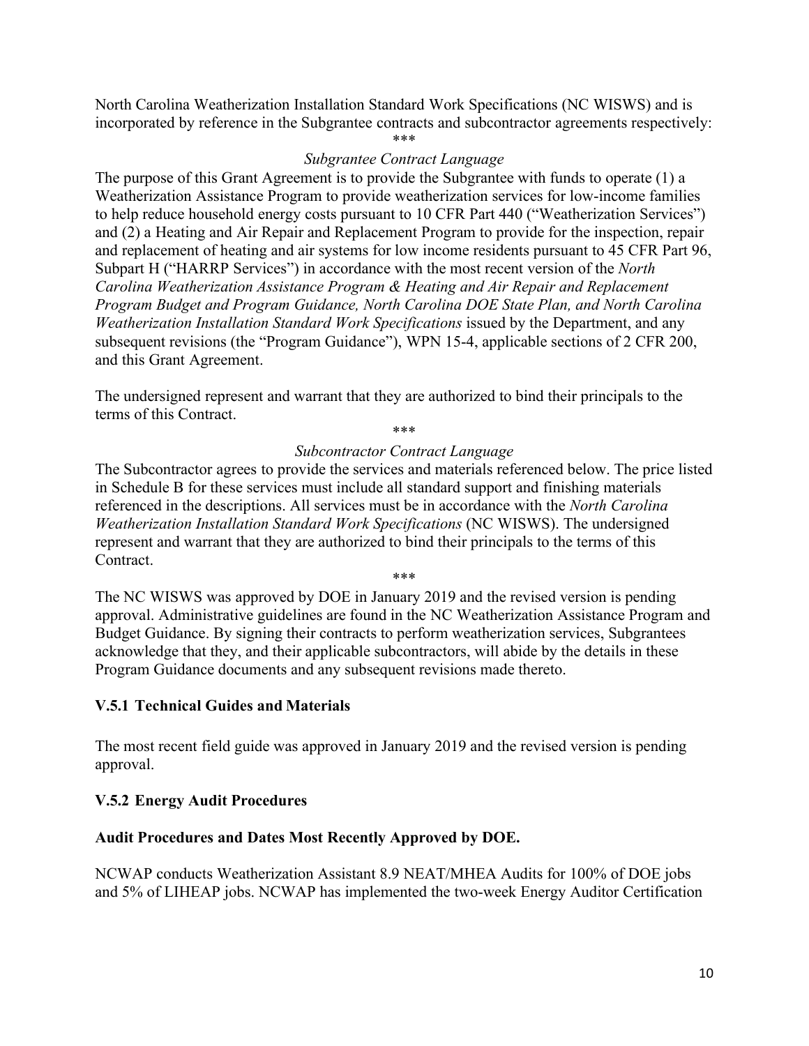North Carolina Weatherization Installation Standard Work Specifications (NC WISWS) and is incorporated by reference in the Subgrantee contracts and subcontractor agreements respectively:

\*\*\*

*Subgrantee Contract Language*

The purpose of this Grant Agreement is to provide the Subgrantee with funds to operate (1) a Weatherization Assistance Program to provide weatherization services for low-income families to help reduce household energy costs pursuant to 10 CFR Part 440 ("Weatherization Services") and (2) a Heating and Air Repair and Replacement Program to provide for the inspection, repair and replacement of heating and air systems for low income residents pursuant to 45 CFR Part 96, Subpart H ("HARRP Services") in accordance with the most recent version of the *North Carolina Weatherization Assistance Program & Heating and Air Repair and Replacement Program Budget and Program Guidance, North Carolina DOE State Plan, and North Carolina Weatherization Installation Standard Work Specifications* issued by the Department, and any subsequent revisions (the "Program Guidance"), WPN 15-4, applicable sections of 2 CFR 200, and this Grant Agreement.

The undersigned represent and warrant that they are authorized to bind their principals to the terms of this Contract.

\*\*\*

*Subcontractor Contract Language*

The Subcontractor agrees to provide the services and materials referenced below. The price listed in Schedule B for these services must include all standard support and finishing materials referenced in the descriptions. All services must be in accordance with the *North Carolina Weatherization Installation Standard Work Specifications* (NC WISWS). The undersigned represent and warrant that they are authorized to bind their principals to the terms of this Contract.

\*\*\*

The NC WISWS was approved by DOE in January 2019 and the revised version is pending approval. Administrative guidelines are found in the NC Weatherization Assistance Program and Budget Guidance. By signing their contracts to perform weatherization services, Subgrantees acknowledge that they, and their applicable subcontractors, will abide by the details in these Program Guidance documents and any subsequent revisions made thereto.

### V.5.1 Technical Guides and Materials

The most recent field guide was approved in January 2019 and the revised version is pending approval.

### V.5.2 Energy Audit Procedures

**Audit Procedures and Dates Most Recently Approved by DOE.**

NCWAP conducts Weatherization Assistant 8.9 NEAT/MHEA Audits for 100% of DOE jobs and 5% of LIHEAP jobs. NCWAP has implemented the two-week Energy Auditor Certification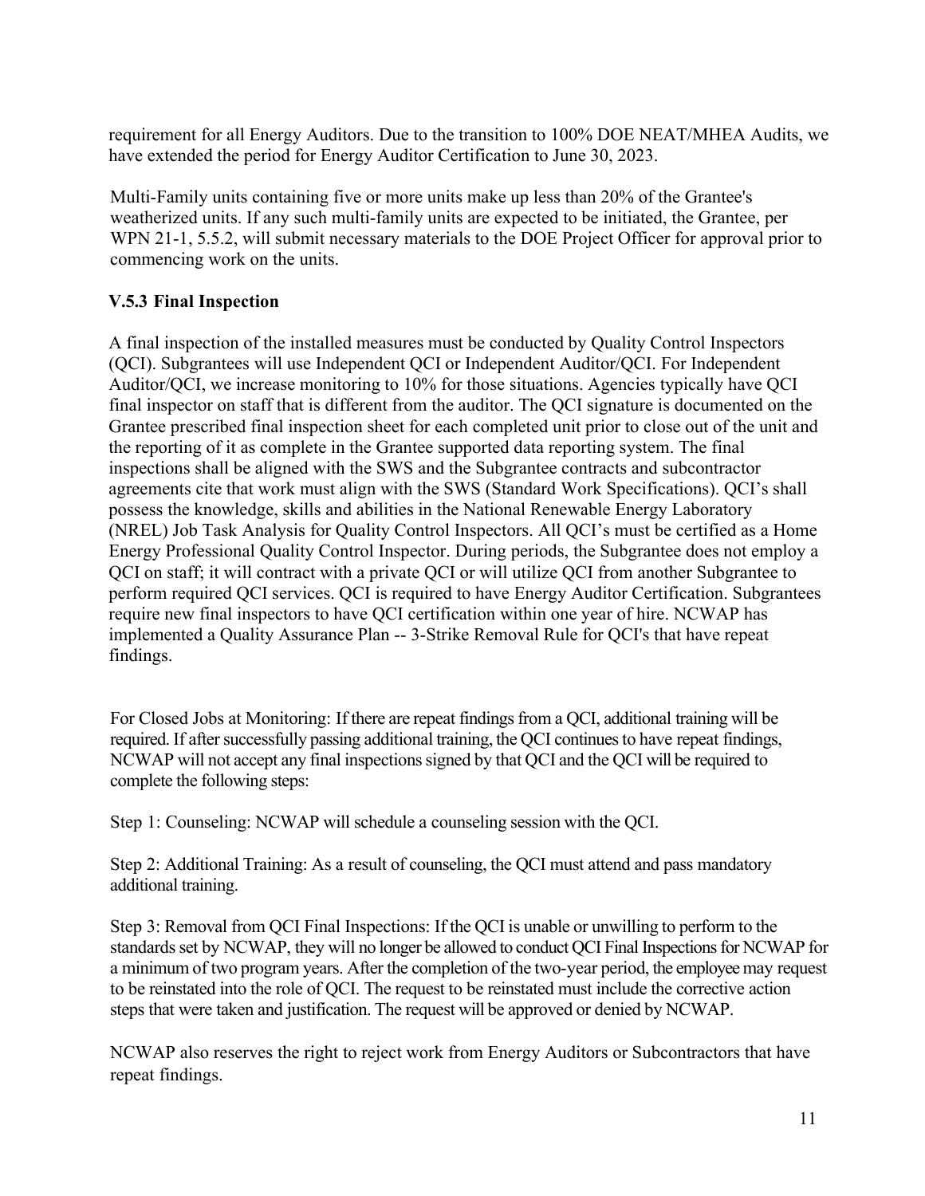requirement for all Energy Auditors. Due to the transition to 100% DOE NEAT/MHEA Audits, we have extended the period for Energy Auditor Certification to June 30, 2023.

Multi-Family units containing five or more units make up less than 20% of the Grantee's weatherized units. If any such multi-family units are expected to be initiated, the Grantee, per WPN 21-1, 5.5.2, will submit necessary materials to the DOE Project Officer for approval prior to commencing work on the units.

### V.5.3 Final Inspection

A final inspection of the installed measures must be conducted by Quality Control Inspectors (QCI). Subgrantees will use Independent QCI or Independent Auditor/QCI. For Independent Auditor/QCI, we increase monitoring to 10% for those situations. Agencies typically have QCI final inspector on staff that is different from the auditor. The QCI signature is documented on the Grantee prescribed final inspection sheet for each completed unit prior to close out of the unit and the reporting of it as complete in the Grantee supported data reporting system. The final inspections shall be aligned with the SWS and the Subgrantee contracts and subcontractor agreements cite that work must align with the SWS (Standard Work Specifications). QCI's shall possess the knowledge, skills and abilities in the National Renewable Energy Laboratory (NREL) Job Task Analysis for Quality Control Inspectors. All QCI's must be certified as a Home Energy Professional Quality Control Inspector. During periods, the Subgrantee does not employ a QCI on staff; it will contract with a private QCI or will utilize QCI from another Subgrantee to perform required QCI services. QCI is required to have Energy Auditor Certification. Subgrantees require new final inspectors to have QCI certification within one year of hire. NCWAP has implemented a Quality Assurance Plan -- 3-Strike Removal Rule for QCI's that have repeat findings.

For Closed Jobs at Monitoring: If there are repeat findings from a QCI, additional training will be required. If after successfully passing additional training, the QCI continues to have repeat findings, NCWAP will not accept any final inspections signed by that QCI and the QCI will be required to complete the following steps:

Step 1: Counseling: NCWAP will schedule a counseling session with the QCI.

Step 2: Additional Training: As a result of counseling, the QCI must attend and pass mandatory additional training.

Step 3: Removal from QCI Final Inspections: If the QCI is unable or unwilling to perform to the standards set by NCWAP, they will no longer be allowed to conduct QCI Final Inspections for NCWAP for a minimum of two program years. After the completion of the two-year period, the employee may request to be reinstated into the role of QCI. The request to be reinstated must include the corrective action steps that were taken and justification. The request will be approved or denied by NCWAP.

NCWAP also reserves the right to reject work from Energy Auditors or Subcontractors that have repeat findings.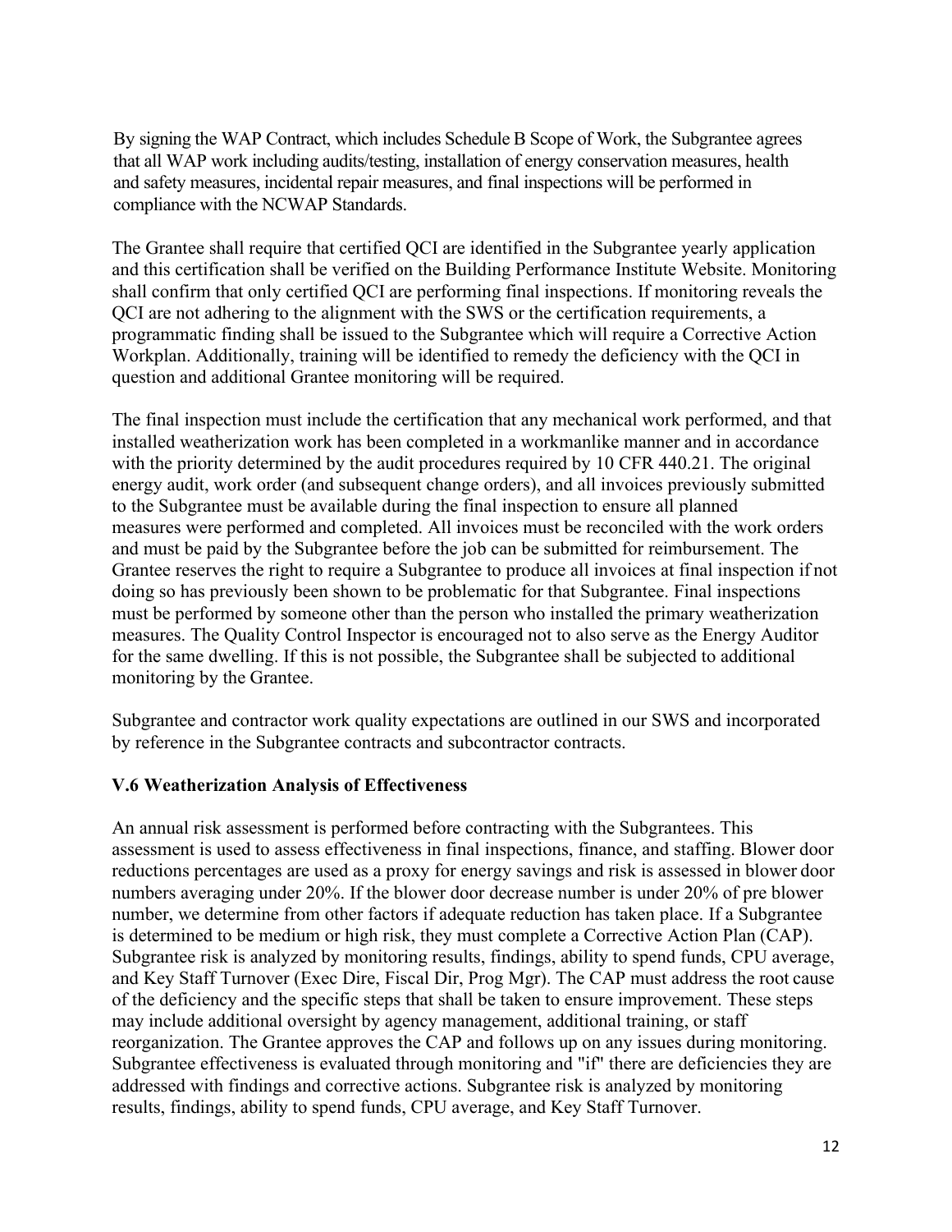By signing the WAP Contract, which includes Schedule B Scope of Work, the Subgrantee agrees that all WAP work including audits/testing, installation of energy conservation measures, health and safety measures, incidental repair measures, and final inspections will be performed in compliance with the NCWAP Standards.

The Grantee shall require that certified QCI are identified in the Subgrantee yearly application and this certification shall be verified on the Building Performance Institute Website. Monitoring shall confirm that only certified QCI are performing final inspections. If monitoring reveals the QCI are not adhering to the alignment with the SWS or the certification requirements, a programmatic finding shall be issued to the Subgrantee which will require a Corrective Action Workplan. Additionally, training will be identified to remedy the deficiency with the QCI in question and additional Grantee monitoring will be required.

The final inspection must include the certification that any mechanical work performed, and that installed weatherization work has been completed in a workmanlike manner and in accordance with the priority determined by the audit procedures required by 10 CFR 440.21. The original energy audit, work order (and subsequent change orders), and all invoices previously submitted to the Subgrantee must be available during the final inspection to ensure all planned measures were performed and completed. All invoices must be reconciled with the work orders and must be paid by the Subgrantee before the job can be submitted for reimbursement. The Grantee reserves the right to require a Subgrantee to produce all invoices at final inspection if not doing so has previously been shown to be problematic for that Subgrantee. Final inspections must be performed by someone other than the person who installed the primary weatherization measures. The Quality Control Inspector is encouraged not to also serve as the Energy Auditor for the same dwelling. If this is not possible, the Subgrantee shall be subjected to additional monitoring by the Grantee.

Subgrantee and contractor work quality expectations are outlined in our SWS and incorporated by reference in the Subgrantee contracts and subcontractor contracts.

### V.6 Weatherization Analysis of Effectiveness

An annual risk assessment is performed before contracting with the Subgrantees. This assessment is used to assess effectiveness in final inspections, finance, and staffing. Blower door reductions percentages are used as a proxy for energy savings and risk is assessed in blower door numbers averaging under 20%. If the blower door decrease number is under 20% of pre blower number, we determine from other factors if adequate reduction has taken place. If a Subgrantee is determined to be medium or high risk, they must complete a Corrective Action Plan (CAP). Subgrantee risk is analyzed by monitoring results, findings, ability to spend funds, CPU average, and Key Staff Turnover (Exec Dire, Fiscal Dir, Prog Mgr). The CAP must address the root cause of the deficiency and the specific steps that shall be taken to ensure improvement. These steps may include additional oversight by agency management, additional training, or staff reorganization. The Grantee approves the CAP and follows up on any issues during monitoring. Subgrantee effectiveness is evaluated through monitoring and "if" there are deficiencies they are addressed with findings and corrective actions. Subgrantee risk is analyzed by monitoring results, findings, ability to spend funds, CPU average, and Key Staff Turnover.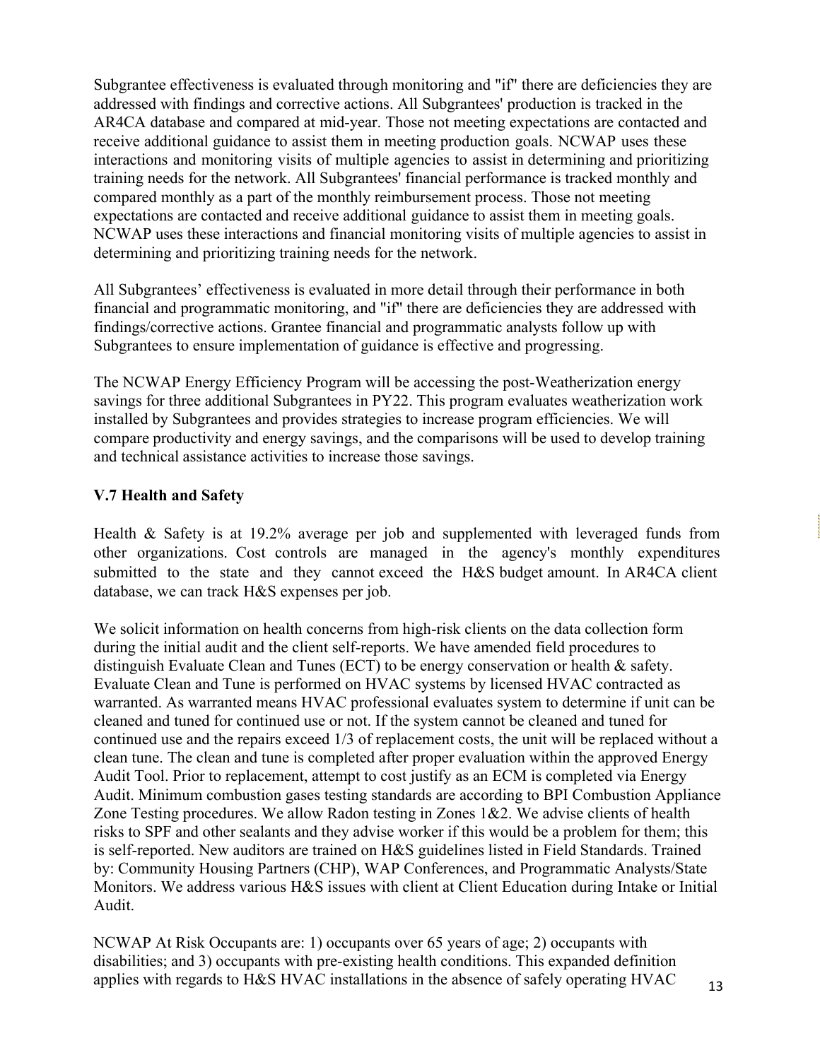Subgrantee effectiveness is evaluated through monitoring and "if" there are deficiencies they are addressed with findings and corrective actions. All Subgrantees' production is tracked in the AR4CA database and compared at mid-year. Those not meeting expectations are contacted and receive additional guidance to assist them in meeting production goals. NCWAP uses these interactions and monitoring visits of multiple agencies to assist in determining and prioritizing training needs for the network. All Subgrantees' financial performance is tracked monthly and compared monthly as a part of the monthly reimbursement process. Those not meeting expectations are contacted and receive additional guidance to assist them in meeting goals. NCWAP uses these interactions and financial monitoring visits of multiple agencies to assist in determining and prioritizing training needs for the network.

All Subgrantees' effectiveness is evaluated in more detail through their performance in both financial and programmatic monitoring, and "if" there are deficiencies they are addressed with findings/corrective actions. Grantee financial and programmatic analysts follow up with Subgrantees to ensure implementation of guidance is effective and progressing.

The NCWAP Energy Efficiency Program will be accessing the post-Weatherization energy savings for three additional Subgrantees in PY22. This program evaluates weatherization work installed by Subgrantees and provides strategies to increase program efficiencies. We will compare productivity and energy savings, and the comparisons will be used to develop training and technical assistance activities to increase those savings.

### V.7 Health and Safety

Health & Safety is at 19.2% average per job and supplemented with leveraged funds from other organizations. Cost controls are managed in the agency's monthly expenditures submitted to the state and they cannot exceed the H&S budget amount. In AR4CA client database, we can track H&S expenses per job.

We solicit information on health concerns from high-risk clients on the data collection form during the initial audit and the client self-reports. We have amended field procedures to distinguish Evaluate Clean and Tunes (ECT) to be energy conservation or health & safety. Evaluate Clean and Tune is performed on HVAC systems by licensed HVAC contracted as warranted. As warranted means HVAC professional evaluates system to determine if unit can be cleaned and tuned for continued use or not. If the system cannot be cleaned and tuned for continued use and the repairs exceed 1/3 of replacement costs, the unit will be replaced without a clean tune. The clean and tune is completed after proper evaluation within the approved Energy Audit Tool. Prior to replacement, attempt to cost justify as an ECM is completed via Energy Audit. Minimum combustion gases testing standards are according to BPI Combustion Appliance Zone Testing procedures. We allow Radon testing in Zones 1&2. We advise clients of health risks to SPF and other sealants and they advise worker if this would be a problem for them; this is self-reported. New auditors are trained on H&S guidelines listed in Field Standards. Trained by: Community Housing Partners (CHP), WAP Conferences, and Programmatic Analysts/State Monitors. We address various H&S issues with client at Client Education during Intake or Initial Audit.

NCWAP At Risk Occupants are: 1) occupants over 65 years of age; 2) occupants with disabilities; and 3) occupants with pre-existing health conditions. This expanded definition applies with regards to H&S HVAC installations in the absence of safely operating HVAC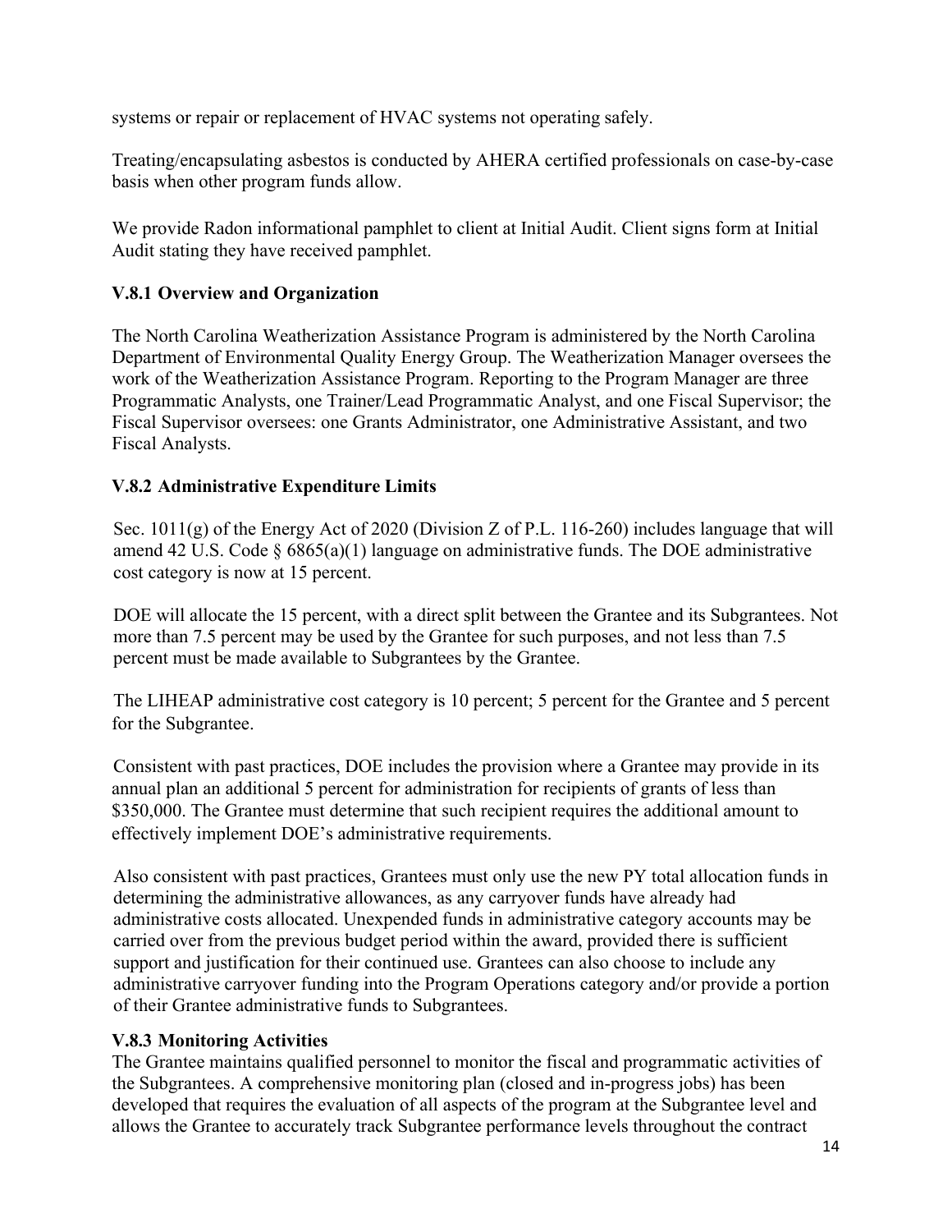systems or repair or replacement of HVAC systems not operating safely.

Treating/encapsulating asbestos is conducted by AHERA certified professionals on case-by-case basis when other program funds allow.

We provide Radon informational pamphlet to client at Initial Audit. Client signs form at Initial Audit stating they have received pamphlet.

### V.8.1 Overview and Organization

The North Carolina Weatherization Assistance Program is administered by the North Carolina Department of Environmental Quality Energy Group. The Weatherization Manager oversees the work of the Weatherization Assistance Program. Reporting to the Program Manager are three Programmatic Analysts, one Trainer/Lead Programmatic Analyst, and one Fiscal Supervisor; the Fiscal Supervisor oversees: one Grants Administrator, one Administrative Assistant, and two Fiscal Analysts.

### V.8.2 Administrative Expenditure Limits

Sec. 1011(g) of the Energy Act of 2020 (Division Z of P.L. 116-260) includes language that will amend 42 U.S. Code § 6865(a)(1) language on administrative funds. The DOE administrative cost category is now at 15 percent.

DOE will allocate the 15 percent, with a direct split between the Grantee and its Subgrantees. Not more than 7.5 percent may be used by the Grantee for such purposes, and not less than 7.5 percent must be made available to Subgrantees by the Grantee.

The LIHEAP administrative cost category is 10 percent; 5 percent for the Grantee and 5 percent for the Subgrantee.

Consistent with past practices, DOE includes the provision where a Grantee may provide in its annual plan an additional 5 percent for administration for recipients of grants of less than $350,000. The Grantee must determine that such recipient requires the additional amount to effectively implement DOE's administrative requirements.

Also consistent with past practices, Grantees must only use the new PY total allocation funds in determining the administrative allowances, as any carryover funds have already had administrative costs allocated. Unexpended funds in administrative category accounts may be carried over from the previous budget period within the award, provided there is sufficient support and justification for their continued use. Grantees can also choose to include any administrative carryover funding into the Program Operations category and/or provide a portion of their Grantee administrative funds to Subgrantees.

### V.8.3 Monitoring Activities

The Grantee maintains qualified personnel to monitor the fiscal and programmatic activities of the Subgrantees. A comprehensive monitoring plan (closed and in-progress jobs) has been developed that requires the evaluation of all aspects of the program at the Subgrantee level and allows the Grantee to accurately track Subgrantee performance levels throughout the contract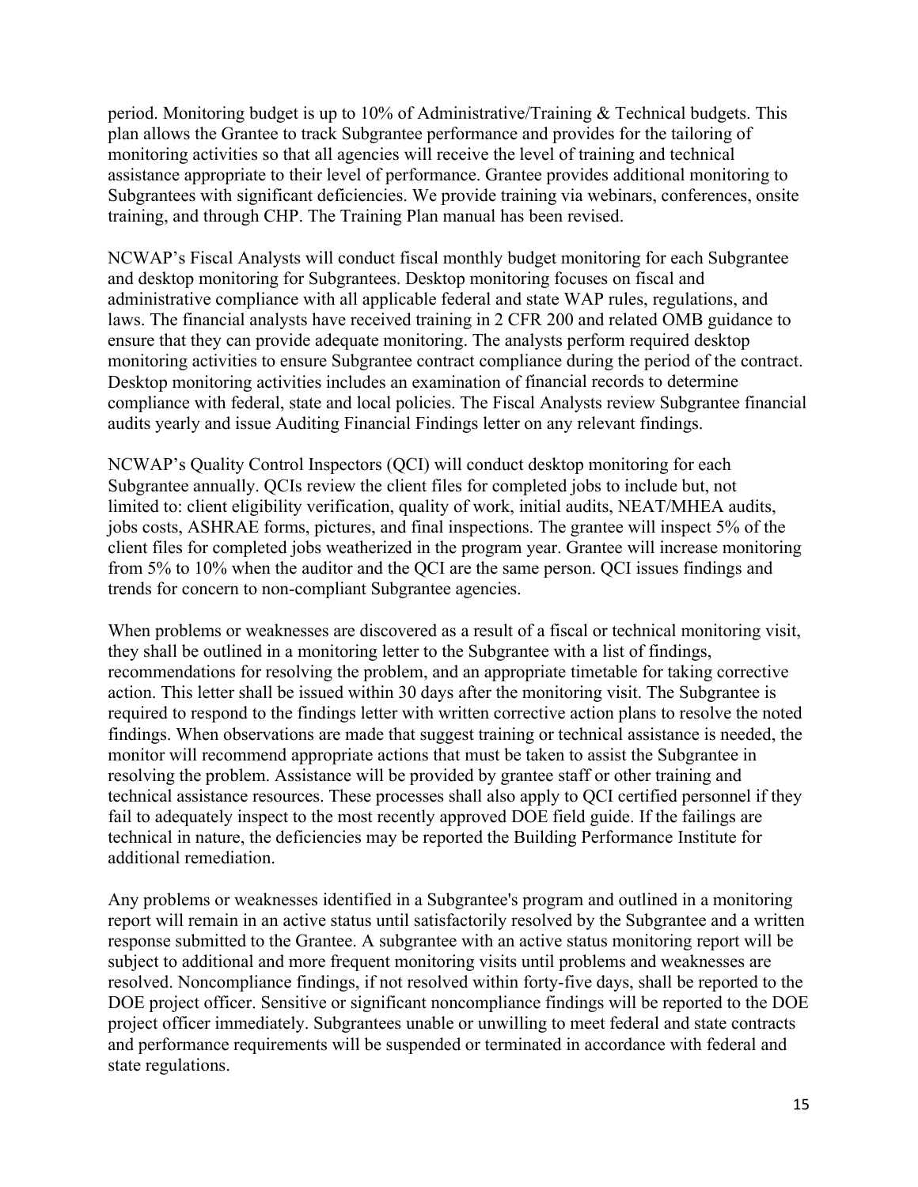period. Monitoring budget is up to 10% of Administrative/Training & Technical budgets. This plan allows the Grantee to track Subgrantee performance and provides for the tailoring of monitoring activities so that all agencies will receive the level of training and technical assistance appropriate to their level of performance. Grantee provides additional monitoring to Subgrantees with significant deficiencies. We provide training via webinars, conferences, onsite training, and through CHP. The Training Plan manual has been revised.

NCWAP's Fiscal Analysts will conduct fiscal monthly budget monitoring for each Subgrantee and desktop monitoring for Subgrantees. Desktop monitoring focuses on fiscal and administrative compliance with all applicable federal and state WAP rules, regulations, and laws. The financial analysts have received training in 2 CFR 200 and related OMB guidance to ensure that they can provide adequate monitoring. The analysts perform required desktop monitoring activities to ensure Subgrantee contract compliance during the period of the contract. Desktop monitoring activities includes an examination of financial records to determine compliance with federal, state and local policies. The Fiscal Analysts review Subgrantee financial audits yearly and issue Auditing Financial Findings letter on any relevant findings.

NCWAP's Quality Control Inspectors (QCI) will conduct desktop monitoring for each Subgrantee annually. QCIs review the client files for completed jobs to include but, not limited to: client eligibility verification, quality of work, initial audits, NEAT/MHEA audits, jobs costs, ASHRAE forms, pictures, and final inspections. The grantee will inspect 5% of the client files for completed jobs weatherized in the program year. Grantee will increase monitoring from 5% to 10% when the auditor and the QCI are the same person. QCI issues findings and trends for concern to non-compliant Subgrantee agencies.

When problems or weaknesses are discovered as a result of a fiscal or technical monitoring visit, they shall be outlined in a monitoring letter to the Subgrantee with a list of findings, recommendations for resolving the problem, and an appropriate timetable for taking corrective action. This letter shall be issued within 30 days after the monitoring visit. The Subgrantee is required to respond to the findings letter with written corrective action plans to resolve the noted findings. When observations are made that suggest training or technical assistance is needed, the monitor will recommend appropriate actions that must be taken to assist the Subgrantee in resolving the problem. Assistance will be provided by grantee staff or other training and technical assistance resources. These processes shall also apply to QCI certified personnel if they fail to adequately inspect to the most recently approved DOE field guide. If the failings are technical in nature, the deficiencies may be reported the Building Performance Institute for additional remediation.

Any problems or weaknesses identified in a Subgrantee's program and outlined in a monitoring report will remain in an active status until satisfactorily resolved by the Subgrantee and a written response submitted to the Grantee. A subgrantee with an active status monitoring report will be subject to additional and more frequent monitoring visits until problems and weaknesses are resolved. Noncompliance findings, if not resolved within forty-five days, shall be reported to the DOE project officer. Sensitive or significant noncompliance findings will be reported to the DOE project officer immediately. Subgrantees unable or unwilling to meet federal and state contracts and performance requirements will be suspended or terminated in accordance with federal and state regulations.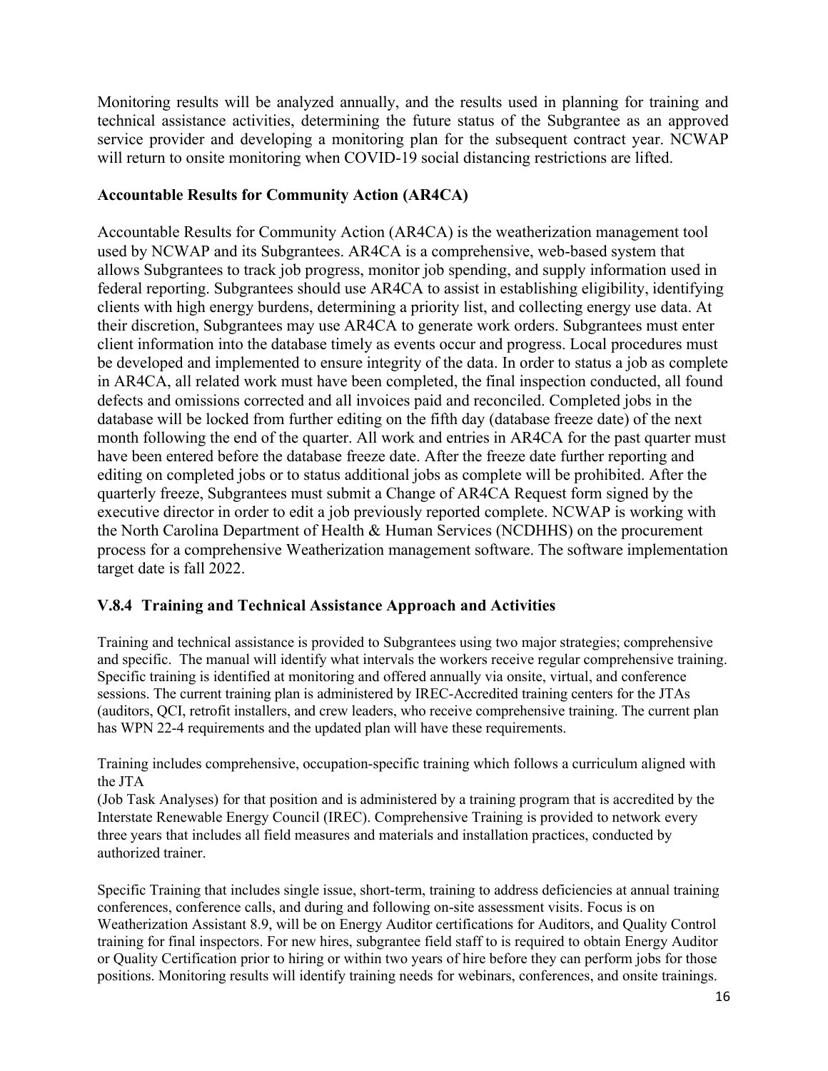Monitoring results will be analyzed annually, and the results used in planning for training and technical assistance activities, determining the future status of the Subgrantee as an approved service provider and developing a monitoring plan for the subsequent contract year. NCWAP will return to onsite monitoring when COVID-19 social distancing restrictions are lifted.

**Accountable Results for Community Action (AR4CA)**

Accountable Results for Community Action (AR4CA) is the weatherization management tool used by NCWAP and its Subgrantees. AR4CA is a comprehensive, web-based system that allows Subgrantees to track job progress, monitor job spending, and supply information used in federal reporting. Subgrantees should use AR4CA to assist in establishing eligibility, identifying clients with high energy burdens, determining a priority list, and collecting energy use data. At their discretion, Subgrantees may use AR4CA to generate work orders. Subgrantees must enter client information into the database timely as events occur and progress. Local procedures must be developed and implemented to ensure integrity of the data. In order to status a job as complete in AR4CA, all related work must have been completed, the final inspection conducted, all found defects and omissions corrected and all invoices paid and reconciled. Completed jobs in the database will be locked from further editing on the fifth day (database freeze date) of the next month following the end of the quarter. All work and entries in AR4CA for the past quarter must have been entered before the database freeze date. After the freeze date further reporting and editing on completed jobs or to status additional jobs as complete will be prohibited. After the quarterly freeze, Subgrantees must submit a Change of AR4CA Request form signed by the executive director in order to edit a job previously reported complete. NCWAP is working with the North Carolina Department of Health & Human Services (NCDHHS) on the procurement process for a comprehensive Weatherization management software. The software implementation target date is fall 2022.

### V.8.4 Training and Technical Assistance Approach and Activities

Training and technical assistance is provided to Subgrantees using two major strategies; comprehensive and specific. The manual will identify what intervals the workers receive regular comprehensive training. Specific training is identified at monitoring and offered annually via onsite, virtual, and conference sessions. The current training plan is administered by IREC-Accredited training centers for the JTAs (auditors, QCI, retrofit installers, and crew leaders, who receive comprehensive training. The current plan has WPN 22-4 requirements and the updated plan will have these requirements.

Training includes comprehensive, occupation-specific training which follows a curriculum aligned with the JTA
(Job Task Analyses) for that position and is administered by a training program that is accredited by the Interstate Renewable Energy Council (IREC). Comprehensive Training is provided to network every three years that includes all field measures and materials and installation practices, conducted by authorized trainer.

Specific Training that includes single issue, short-term, training to address deficiencies at annual training conferences, conference calls, and during and following on-site assessment visits. Focus is on Weatherization Assistant 8.9, will be on Energy Auditor certifications for Auditors, and Quality Control training for final inspectors. For new hires, subgrantee field staff to is required to obtain Energy Auditor or Quality Certification prior to hiring or within two years of hire before they can perform jobs for those positions. Monitoring results will identify training needs for webinars, conferences, and onsite trainings.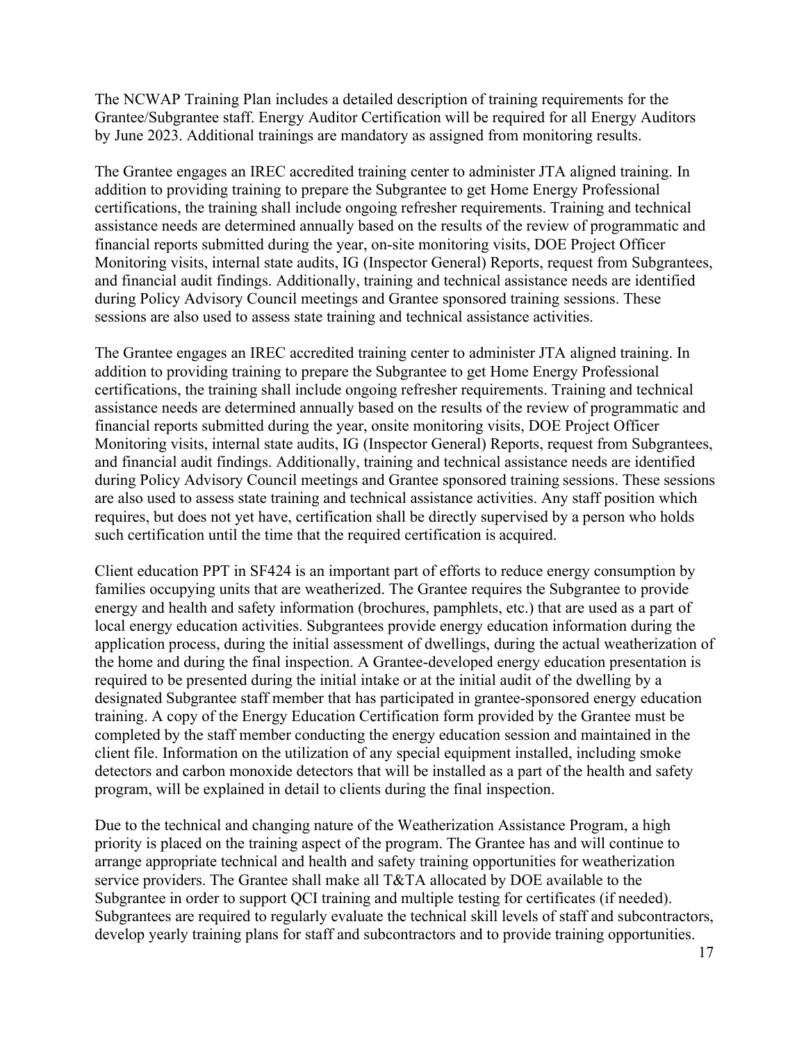The NCWAP Training Plan includes a detailed description of training requirements for the Grantee/Subgrantee staff. Energy Auditor Certification will be required for all Energy Auditors by June 2023. Additional trainings are mandatory as assigned from monitoring results.

The Grantee engages an IREC accredited training center to administer JTA aligned training. In addition to providing training to prepare the Subgrantee to get Home Energy Professional certifications, the training shall include ongoing refresher requirements. Training and technical assistance needs are determined annually based on the results of the review of programmatic and financial reports submitted during the year, on-site monitoring visits, DOE Project Officer Monitoring visits, internal state audits, IG (Inspector General) Reports, request from Subgrantees, and financial audit findings. Additionally, training and technical assistance needs are identified during Policy Advisory Council meetings and Grantee sponsored training sessions. These sessions are also used to assess state training and technical assistance activities.

The Grantee engages an IREC accredited training center to administer JTA aligned training. In addition to providing training to prepare the Subgrantee to get Home Energy Professional certifications, the training shall include ongoing refresher requirements. Training and technical assistance needs are determined annually based on the results of the review of programmatic and financial reports submitted during the year, onsite monitoring visits, DOE Project Officer Monitoring visits, internal state audits, IG (Inspector General) Reports, request from Subgrantees, and financial audit findings. Additionally, training and technical assistance needs are identified during Policy Advisory Council meetings and Grantee sponsored training sessions. These sessions are also used to assess state training and technical assistance activities. Any staff position which requires, but does not yet have, certification shall be directly supervised by a person who holds such certification until the time that the required certification is acquired.

Client education PPT in SF424 is an important part of efforts to reduce energy consumption by families occupying units that are weatherized. The Grantee requires the Subgrantee to provide energy and health and safety information (brochures, pamphlets, etc.) that are used as a part of local energy education activities. Subgrantees provide energy education information during the application process, during the initial assessment of dwellings, during the actual weatherization of the home and during the final inspection. A Grantee-developed energy education presentation is required to be presented during the initial intake or at the initial audit of the dwelling by a designated Subgrantee staff member that has participated in grantee-sponsored energy education training. A copy of the Energy Education Certification form provided by the Grantee must be completed by the staff member conducting the energy education session and maintained in the client file. Information on the utilization of any special equipment installed, including smoke detectors and carbon monoxide detectors that will be installed as a part of the health and safety program, will be explained in detail to clients during the final inspection.

Due to the technical and changing nature of the Weatherization Assistance Program, a high priority is placed on the training aspect of the program. The Grantee has and will continue to arrange appropriate technical and health and safety training opportunities for weatherization service providers. The Grantee shall make all T&TA allocated by DOE available to the Subgrantee in order to support QCI training and multiple testing for certificates (if needed). Subgrantees are required to regularly evaluate the technical skill levels of staff and subcontractors, develop yearly training plans for staff and subcontractors and to provide training opportunities.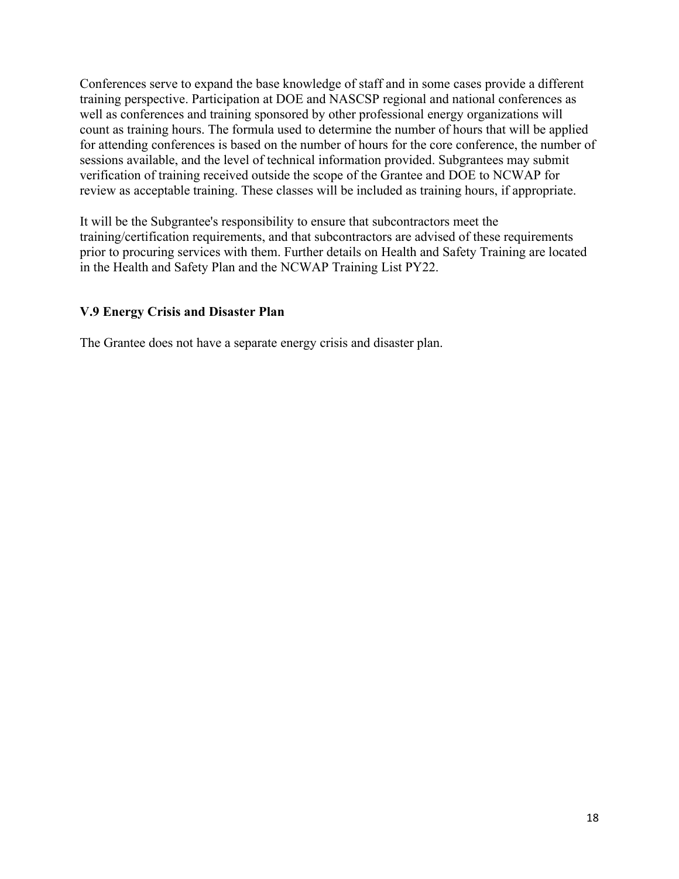Conferences serve to expand the base knowledge of staff and in some cases provide a different training perspective. Participation at DOE and NASCSP regional and national conferences as well as conferences and training sponsored by other professional energy organizations will count as training hours. The formula used to determine the number of hours that will be applied for attending conferences is based on the number of hours for the core conference, the number of sessions available, and the level of technical information provided. Subgrantees may submit verification of training received outside the scope of the Grantee and DOE to NCWAP for review as acceptable training. These classes will be included as training hours, if appropriate.

It will be the Subgrantee's responsibility to ensure that subcontractors meet the training/certification requirements, and that subcontractors are advised of these requirements prior to procuring services with them. Further details on Health and Safety Training are located in the Health and Safety Plan and the NCWAP Training List PY22.

### V.9 Energy Crisis and Disaster Plan

The Grantee does not have a separate energy crisis and disaster plan.